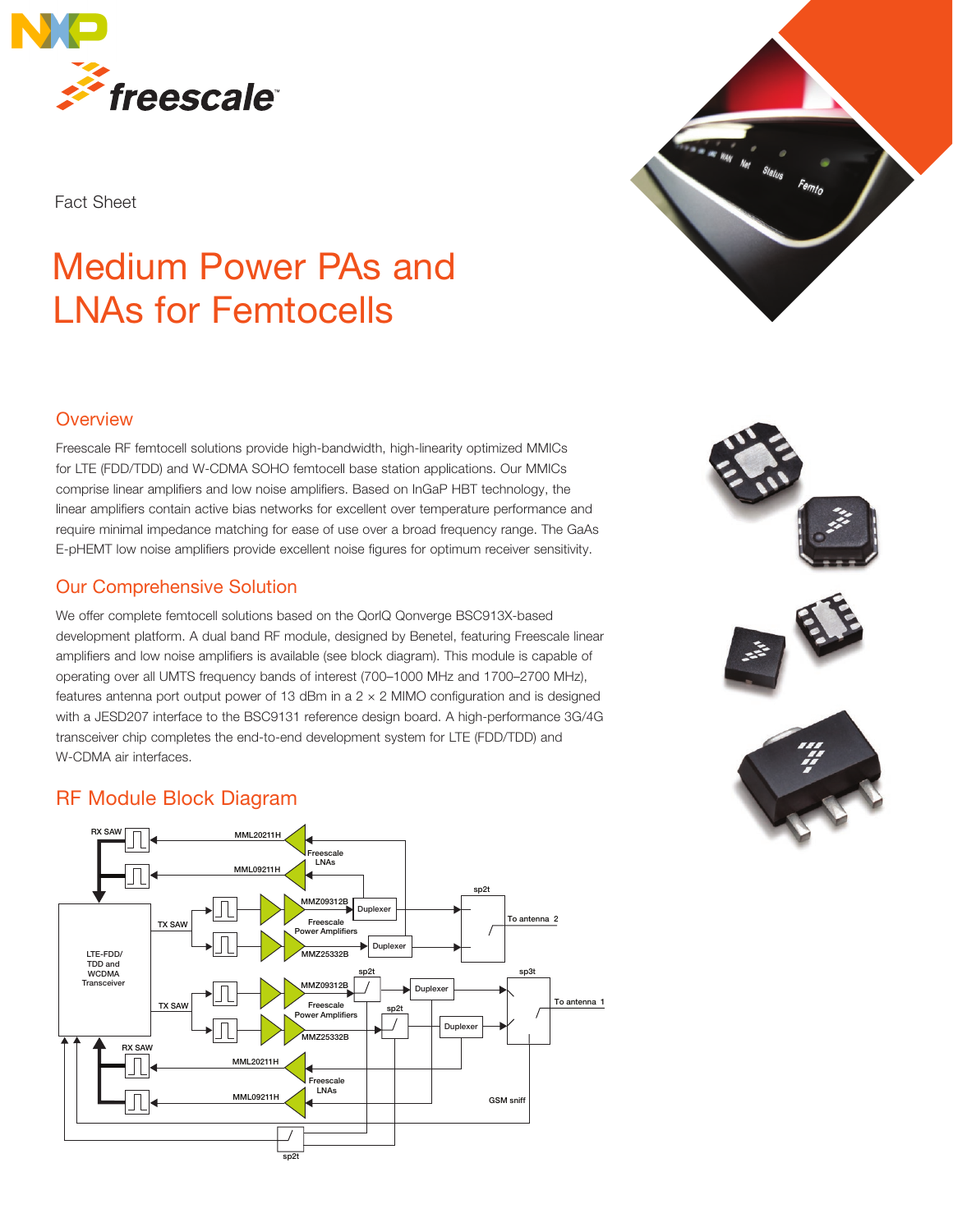Fact Sheet

# Medium Power PAs and LNAs for Femtocells

## Overview

Freescale RF femtocell solutions provide high-bandwidth, high-linearity optimized MMICs for LTE (FDD/TDD) and W-CDMA SOHO femtocell base station applications. Our MMICs comprise linear amplifiers and low noise amplifiers. Based on InGaP HBT technology, the linear amplifiers contain active bias networks for excellent over temperature performance and require minimal impedance matching for ease of use over a broad frequency range. The GaAs E-pHEMT low noise amplifiers provide excellent noise figures for optimum receiver sensitivity.

## Our Comprehensive Solution

We offer complete femtocell solutions based on the QorIQ Qonverge BSC913X-based development platform. A dual band RF module, designed by Benetel, featuring Freescale linear amplifiers and low noise amplifiers is available (see block diagram). This module is capable of operating over all UMTS frequency bands of interest (700–1000 MHz and 1700–2700 MHz), features antenna port output power of 13 dBm in a 2 × 2 MIMO configuration and is designed with a JESD207 interface to the BSC9131 reference design board. A high-performance 3G/4G transceiver chip completes the end-to-end development system for LTE (FDD/TDD) and W-CDMA air interfaces.

## RF Module Block Diagram

RX SAW | MML20211H | Freescale LNAs | MML09211H | MMZ09312B | Duplexer | sp2t | To antenna 2 | TX SAW | Freescale Power Amplifiers | MMZ25332B | Duplexer | LTE-FDD/TDD and WCDMA Transceiver | sp2t | MMZ09312B | Duplexer | sp3t | To antenna 1 | TX SAW | Freescale Power Amplifiers | sp2t | MMZ25332B | Duplexer | RX SAW | MML20211H | Freescale LNAs | MML09211H | GSM sniff | sp2t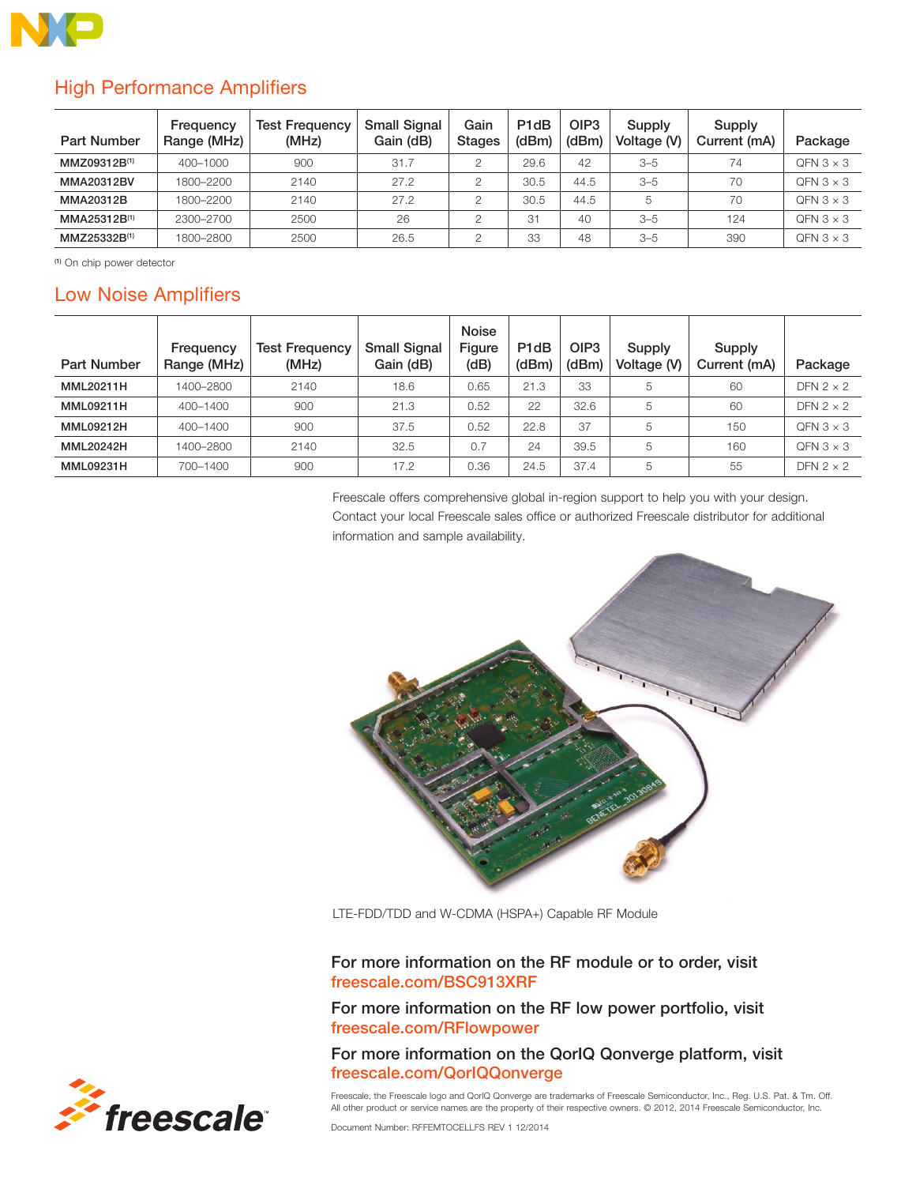## High Performance Amplifiers

| Part Number | Frequency Range (MHz) | Test Frequency (MHz) | Small Signal Gain (dB) | Gain Stages | P1dB (dBm) | OIP3 (dBm) | Supply Voltage (V) | Supply Current (mA) | Package |
|---|---|---|---|---|---|---|---|---|---|
| **MMZ09312B**[1] | 400–1000 | 900 | 31.7 | 2 | 29.6 | 42 | 3–5 | 74 | QFN 3 × 3 |
| **MMA20312BV** | 1800–2200 | 2140 | 27.2 | 2 | 30.5 | 44.5 | 3–5 | 70 | QFN 3 × 3 |
| **MMA20312B** | 1800–2200 | 2140 | 27.2 | 2 | 30.5 | 44.5 | 5 | 70 | QFN 3 × 3 |
| **MMA25312B**[1] | 2300–2700 | 2500 | 26 | 2 | 31 | 40 | 3–5 | 124 | QFN 3 × 3 |
| **MMZ25332B**[1] | 1800–2800 | 2500 | 26.5 | 2 | 33 | 48 | 3–5 | 390 | QFN 3 × 3 |

[1] On chip power detector

## Low Noise Amplifiers

| Part Number | Frequency Range (MHz) | Test Frequency (MHz) | Small Signal Gain (dB) | Noise Figure (dB) | P1dB (dBm) | OIP3 (dBm) | Supply Voltage (V) | Supply Current (mA) | Package |
|---|---|---|---|---|---|---|---|---|---|
| **MML20211H** | 1400–2800 | 2140 | 18.6 | 0.65 | 21.3 | 33 | 5 | 60 | DFN 2 × 2 |
| **MML09211H** | 400–1400 | 900 | 21.3 | 0.52 | 22 | 32.6 | 5 | 60 | DFN 2 × 2 |
| **MML09212H** | 400–1400 | 900 | 37.5 | 0.52 | 22.8 | 37 | 5 | 150 | QFN 3 × 3 |
| **MML20242H** | 1400–2800 | 2140 | 32.5 | 0.7 | 24 | 39.5 | 5 | 160 | QFN 3 × 3 |
| **MML09231H** | 700–1400 | 900 | 17.2 | 0.36 | 24.5 | 37.4 | 5 | 55 | DFN 2 × 2 |

Freescale offers comprehensive global in-region support to help you with your design. Contact your local Freescale sales office or authorized Freescale distributor for additional information and sample availability.

LTE-FDD/TDD and W-CDMA (HSPA+) Capable RF Module

**For more information on the RF module or to order, visit**
**freescale.com/BSC913XRF**

**For more information on the RF low power portfolio, visit**
**freescale.com/RFlowpower**

**For more information on the QorIQ Qonverge platform, visit**
**freescale.com/QorIQQonverge**

Freescale, the Freescale logo and QorIQ Qonverge are trademarks of Freescale Semiconductor, Inc., Reg. U.S. Pat. & Tm. Off. All other product or service names are the property of their respective owners. © 2012, 2014 Freescale Semiconductor, Inc.

Document Number: RFFEMTOCELLFS REV 1 12/2014